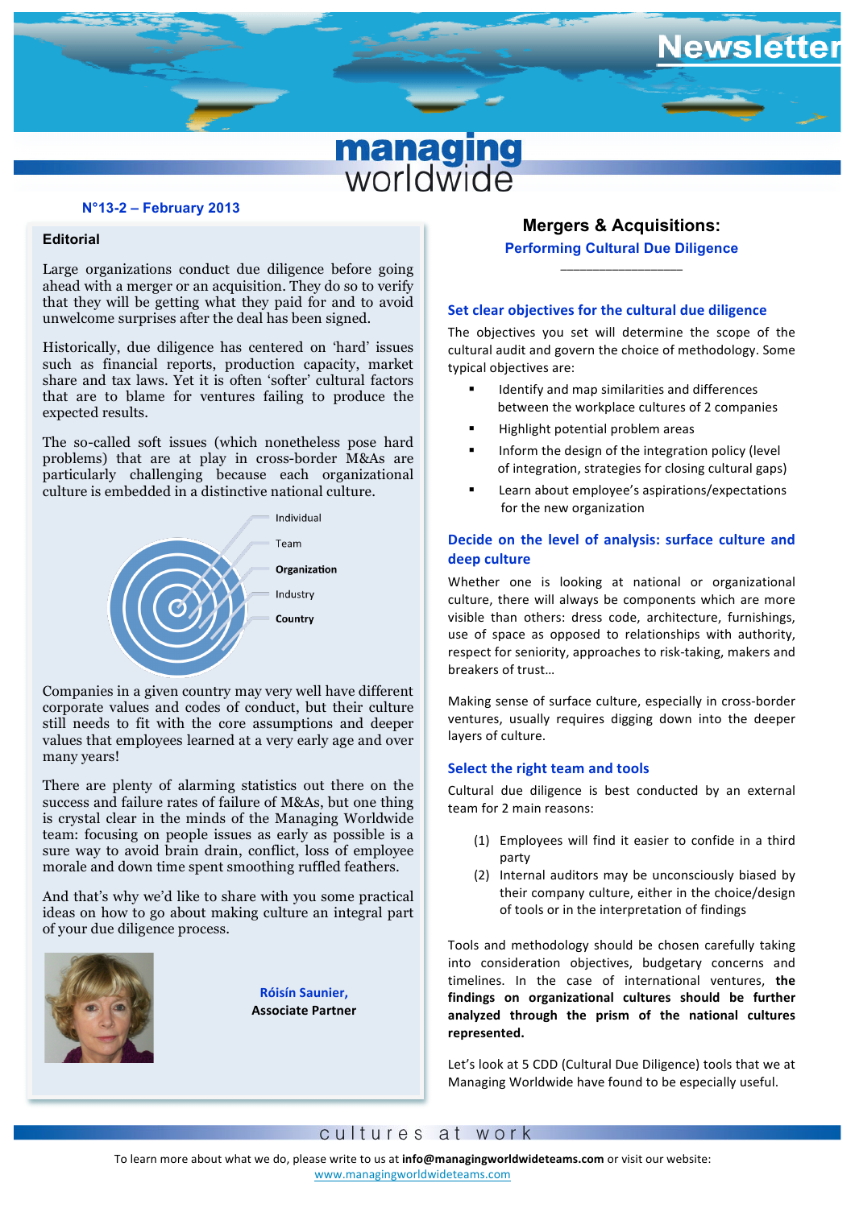# Newsletter

managing worldwide

N°13-2 – February 2013

## Editorial

Large organizations conduct due diligence before going ahead with a merger or an acquisition. They do so to verify that they will be getting what they paid for and to avoid unwelcome surprises after the deal has been signed.

Historically, due diligence has centered on 'hard' issues such as financial reports, production capacity, market share and tax laws. Yet it is often 'softer' cultural factors that are to blame for ventures failing to produce the expected results.

The so-called soft issues (which nonetheless pose hard problems) that are at play in cross-border M&As are particularly challenging because each organizational culture is embedded in a distinctive national culture.

Individual
Team
**Organization**
Industry
**Country**

Companies in a given country may very well have different corporate values and codes of conduct, but their culture still needs to fit with the core assumptions and deeper values that employees learned at a very early age and over many years!

There are plenty of alarming statistics out there on the success and failure rates of failure of M&As, but one thing is crystal clear in the minds of the Managing Worldwide team: focusing on people issues as early as possible is a sure way to avoid brain drain, conflict, loss of employee morale and down time spent smoothing ruffled feathers.

And that's why we'd like to share with you some practical ideas on how to go about making culture an integral part of your due diligence process.

Róisín Saunier,
**Associate Partner**

## Mergers & Acquisitions:

### Performing Cultural Due Diligence

### Set clear objectives for the cultural due diligence

The objectives you set will determine the scope of the cultural audit and govern the choice of methodology. Some typical objectives are:

- Identify and map similarities and differences between the workplace cultures of 2 companies
- Highlight potential problem areas
- Inform the design of the integration policy (level of integration, strategies for closing cultural gaps)
- Learn about employee's aspirations/expectations for the new organization

### Decide on the level of analysis: surface culture and deep culture

Whether one is looking at national or organizational culture, there will always be components which are more visible than others: dress code, architecture, furnishings, use of space as opposed to relationships with authority, respect for seniority, approaches to risk-taking, makers and breakers of trust…

Making sense of surface culture, especially in cross-border ventures, usually requires digging down into the deeper layers of culture.

### Select the right team and tools

Cultural due diligence is best conducted by an external team for 2 main reasons:

(1) Employees will find it easier to confide in a third party
(2) Internal auditors may be unconsciously biased by their company culture, either in the choice/design of tools or in the interpretation of findings

Tools and methodology should be chosen carefully taking into consideration objectives, budgetary concerns and timelines. In the case of international ventures, **the findings on organizational cultures should be further analyzed through the prism of the national cultures represented.**

Let's look at 5 CDD (Cultural Due Diligence) tools that we at Managing Worldwide have found to be especially useful.

cultures at work

To learn more about what we do, please write to us at **info@managingworldwideteams.com** or visit our website: www.managingworldwideteams.com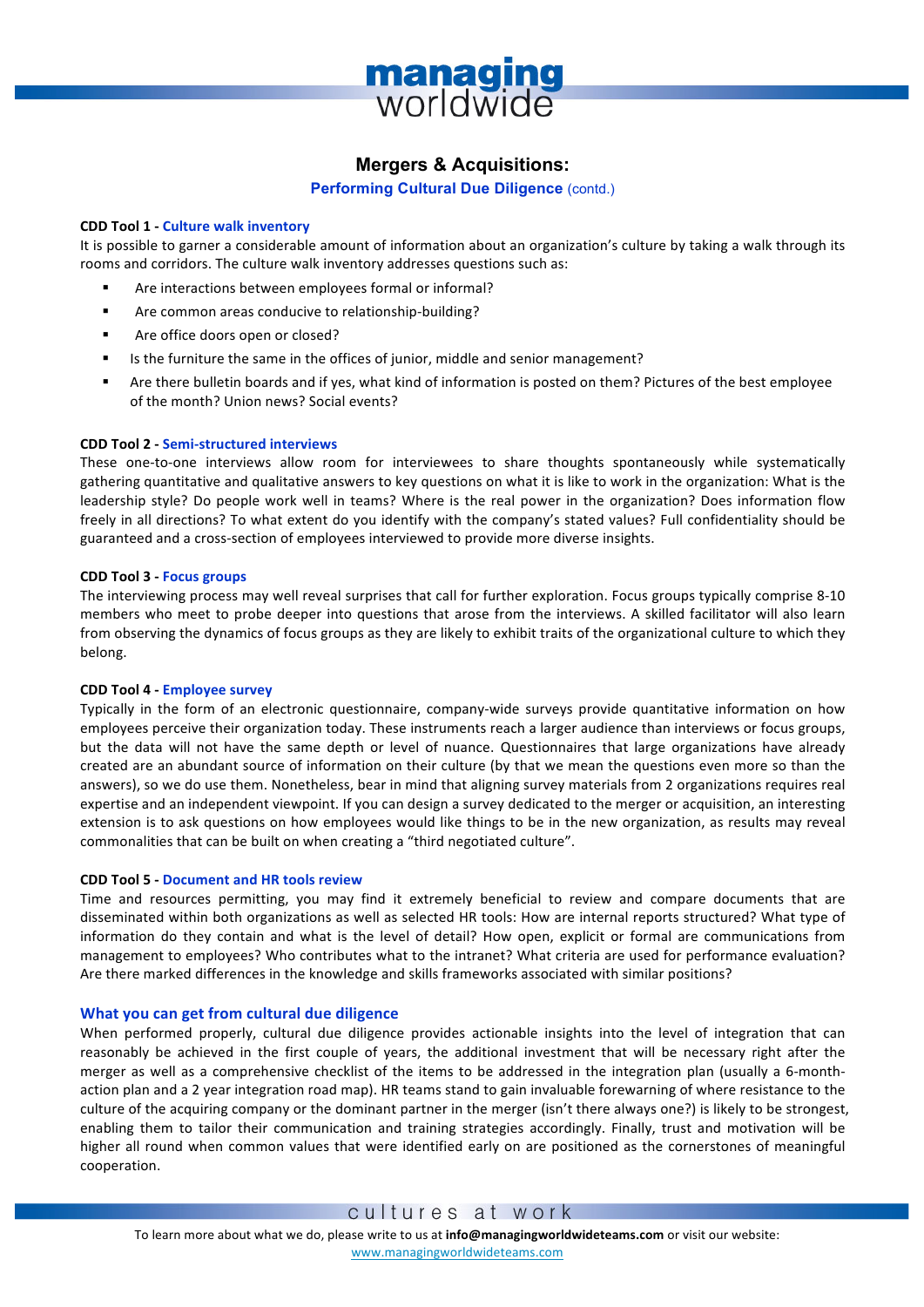# Mergers & Acquisitions:

## Performing Cultural Due Diligence (contd.)

**CDD Tool 1 - Culture walk inventory**

It is possible to garner a considerable amount of information about an organization's culture by taking a walk through its rooms and corridors. The culture walk inventory addresses questions such as:

- Are interactions between employees formal or informal?
- Are common areas conducive to relationship-building?
- Are office doors open or closed?
- Is the furniture the same in the offices of junior, middle and senior management?
- Are there bulletin boards and if yes, what kind of information is posted on them? Pictures of the best employee of the month? Union news? Social events?

**CDD Tool 2 - Semi-structured interviews**

These one-to-one interviews allow room for interviewees to share thoughts spontaneously while systematically gathering quantitative and qualitative answers to key questions on what it is like to work in the organization: What is the leadership style? Do people work well in teams? Where is the real power in the organization? Does information flow freely in all directions? To what extent do you identify with the company's stated values? Full confidentiality should be guaranteed and a cross-section of employees interviewed to provide more diverse insights.

**CDD Tool 3 - Focus groups**

The interviewing process may well reveal surprises that call for further exploration. Focus groups typically comprise 8-10 members who meet to probe deeper into questions that arose from the interviews. A skilled facilitator will also learn from observing the dynamics of focus groups as they are likely to exhibit traits of the organizational culture to which they belong.

**CDD Tool 4 - Employee survey**

Typically in the form of an electronic questionnaire, company-wide surveys provide quantitative information on how employees perceive their organization today. These instruments reach a larger audience than interviews or focus groups, but the data will not have the same depth or level of nuance. Questionnaires that large organizations have already created are an abundant source of information on their culture (by that we mean the questions even more so than the answers), so we do use them. Nonetheless, bear in mind that aligning survey materials from 2 organizations requires real expertise and an independent viewpoint. If you can design a survey dedicated to the merger or acquisition, an interesting extension is to ask questions on how employees would like things to be in the new organization, as results may reveal commonalities that can be built on when creating a "third negotiated culture".

**CDD Tool 5 - Document and HR tools review**

Time and resources permitting, you may find it extremely beneficial to review and compare documents that are disseminated within both organizations as well as selected HR tools: How are internal reports structured? What type of information do they contain and what is the level of detail? How open, explicit or formal are communications from management to employees? Who contributes what to the intranet? What criteria are used for performance evaluation? Are there marked differences in the knowledge and skills frameworks associated with similar positions?

### What you can get from cultural due diligence

When performed properly, cultural due diligence provides actionable insights into the level of integration that can reasonably be achieved in the first couple of years, the additional investment that will be necessary right after the merger as well as a comprehensive checklist of the items to be addressed in the integration plan (usually a 6-month-action plan and a 2 year integration road map). HR teams stand to gain invaluable forewarning of where resistance to the culture of the acquiring company or the dominant partner in the merger (isn't there always one?) is likely to be strongest, enabling them to tailor their communication and training strategies accordingly. Finally, trust and motivation will be higher all round when common values that were identified early on are positioned as the cornerstones of meaningful cooperation.

To learn more about what we do, please write to us at **info@managingworldwideteams.com** or visit our website: www.managingworldwideteams.com